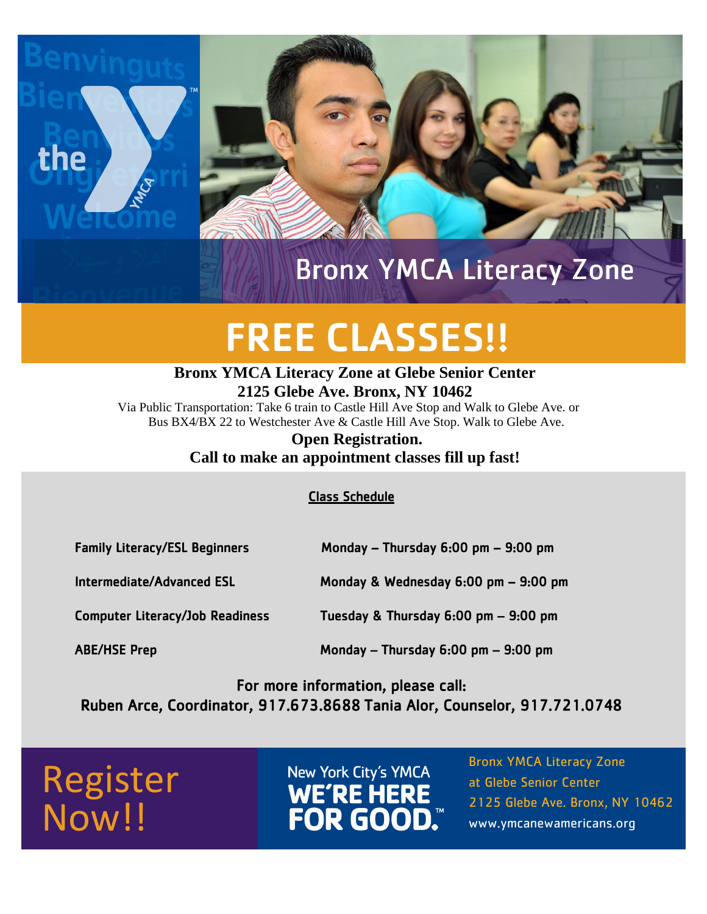# Bronx YMCA Literacy Zone

# FREE CLASSES!!

**Bronx YMCA Literacy Zone at Glebe Senior Center**
**2125 Glebe Ave. Bronx, NY 10462**

Via Public Transportation: Take 6 train to Castle Hill Ave Stop and Walk to Glebe Ave. or Bus BX4/BX 22 to Westchester Ave & Castle Hill Ave Stop. Walk to Glebe Ave.

**Open Registration.**
**Call to make an appointment classes fill up fast!**

## Class Schedule

| Class | Schedule |
| --- | --- |
| Family Literacy/ESL Beginners | Monday – Thursday 6:00 pm – 9:00 pm |
| Intermediate/Advanced ESL | Monday & Wednesday 6:00 pm – 9:00 pm |
| Computer Literacy/Job Readiness | Tuesday & Thursday 6:00 pm – 9:00 pm |
| ABE/HSE Prep | Monday – Thursday 6:00 pm – 9:00 pm |

For more information, please call:
Ruben Arce, Coordinator, 917.673.8688 Tania Alor, Counselor, 917.721.0748

Register Now!!

New York City's YMCA
**WE'RE HERE FOR GOOD.™**

Bronx YMCA Literacy Zone
at Glebe Senior Center
2125 Glebe Ave. Bronx, NY 10462
www.ymcanewamericans.org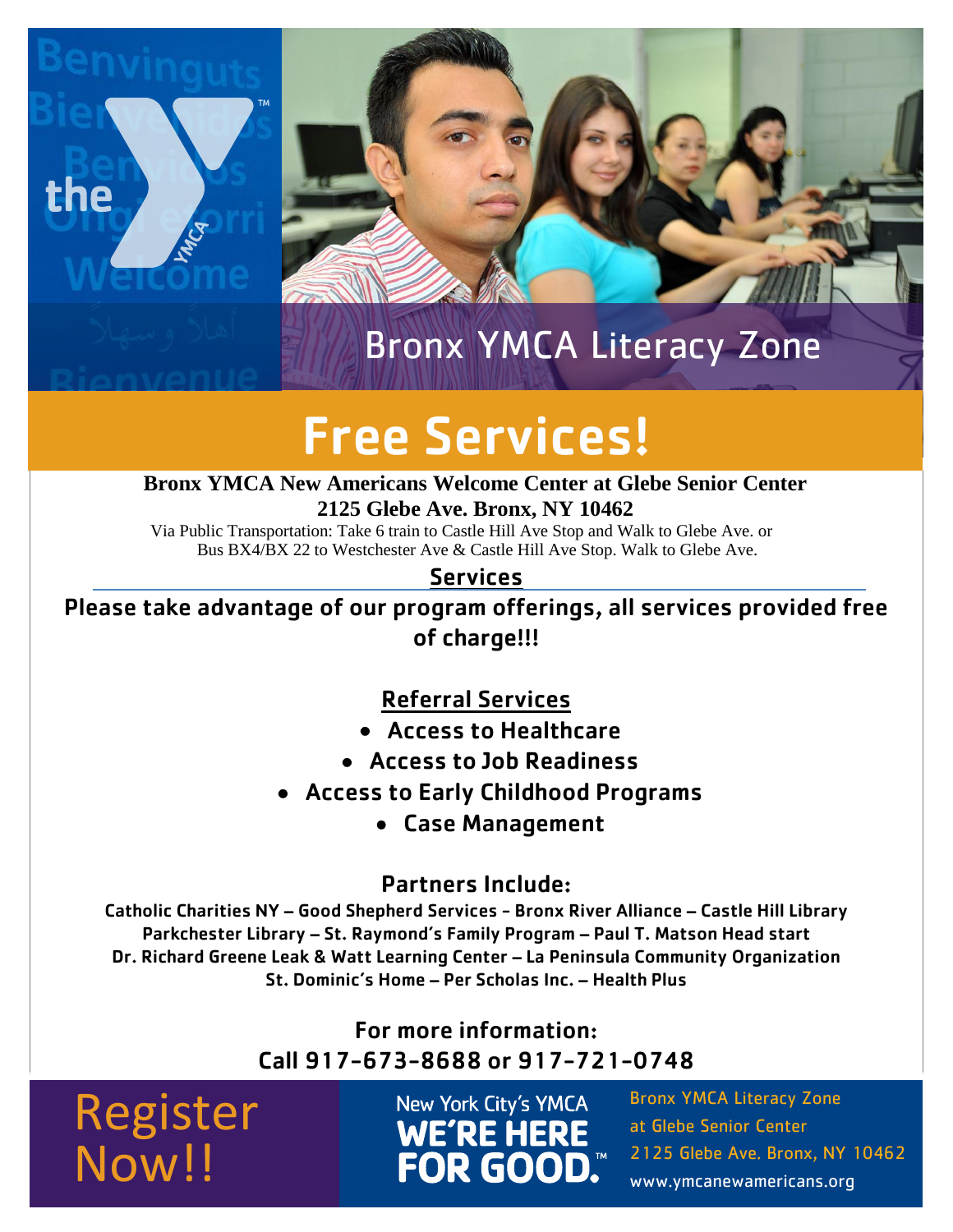# Bronx YMCA Literacy Zone

# Free Services!

**Bronx YMCA New Americans Welcome Center at Glebe Senior Center**
**2125 Glebe Ave. Bronx, NY 10462**

Via Public Transportation: Take 6 train to Castle Hill Ave Stop and Walk to Glebe Ave. or Bus BX4/BX 22 to Westchester Ave & Castle Hill Ave Stop. Walk to Glebe Ave.

## Services

**Please take advantage of our program offerings, all services provided free of charge!!!**

### Referral Services

- **Access to Healthcare**
- **Access to Job Readiness**
- **Access to Early Childhood Programs**
- **Case Management**

### Partners Include:

**Catholic Charities NY – Good Shepherd Services - Bronx River Alliance – Castle Hill Library**
**Parkchester Library – St. Raymond's Family Program – Paul T. Matson Head start**
**Dr. Richard Greene Leak & Watt Learning Center – La Peninsula Community Organization**
**St. Dominic's Home – Per Scholas Inc. – Health Plus**

**For more information:**
**Call 917-673-8688 or 917-721-0748**

Register Now!!

New York City's YMCA
**WE'RE HERE FOR GOOD.™**

Bronx YMCA Literacy Zone
at Glebe Senior Center
2125 Glebe Ave. Bronx, NY 10462
www.ymcanewamericans.org